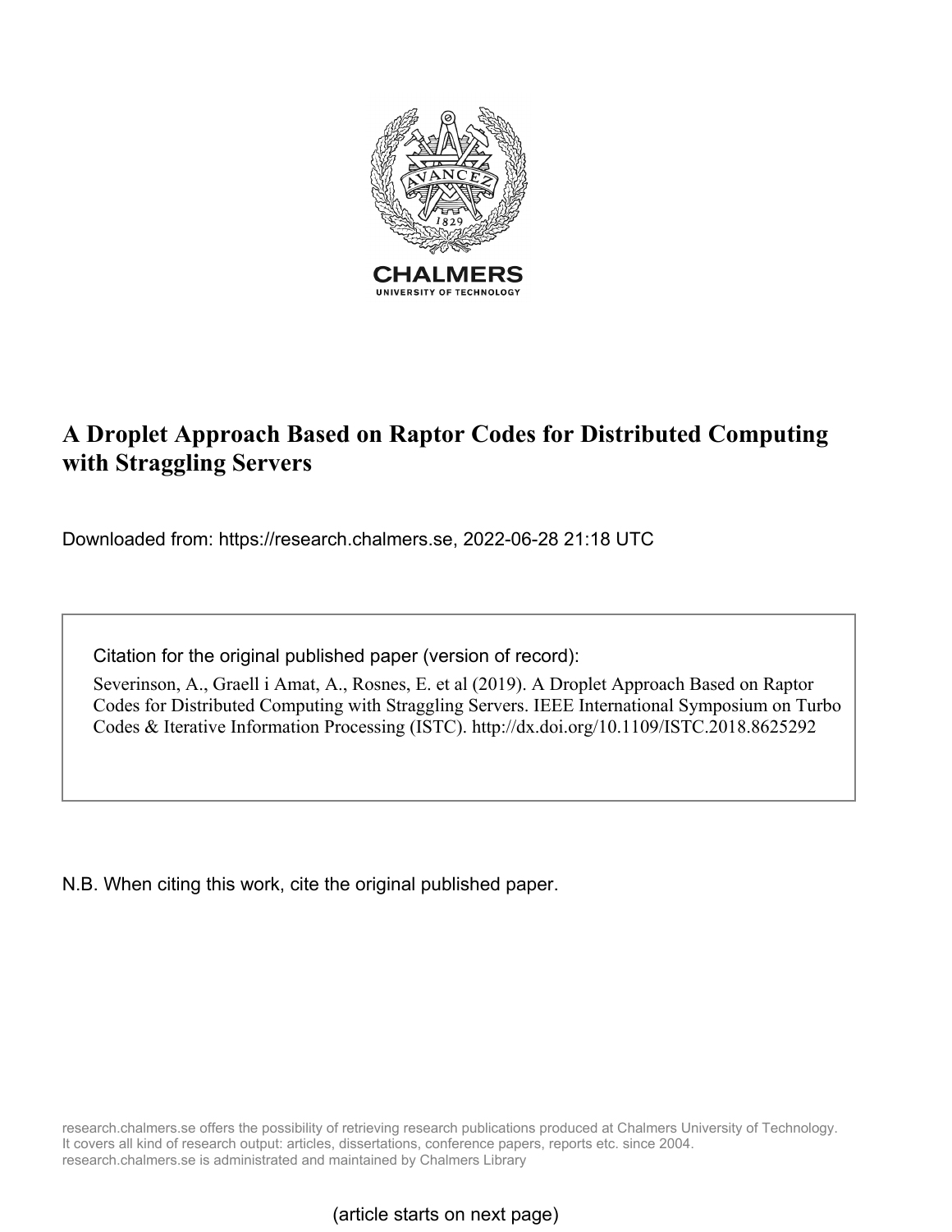CHALMERS

UNIVERSITY OF TECHNOLOGY

# A Droplet Approach Based on Raptor Codes for Distributed Computing with Straggling Servers

Downloaded from: https://research.chalmers.se, 2022-06-28 21:18 UTC

Citation for the original published paper (version of record):

Severinson, A., Graell i Amat, A., Rosnes, E. et al (2019). A Droplet Approach Based on Raptor Codes for Distributed Computing with Straggling Servers. IEEE International Symposium on Turbo Codes & Iterative Information Processing (ISTC). http://dx.doi.org/10.1109/ISTC.2018.8625292

N.B. When citing this work, cite the original published paper.

research.chalmers.se offers the possibility of retrieving research publications produced at Chalmers University of Technology. It covers all kind of research output: articles, dissertations, conference papers, reports etc. since 2004. research.chalmers.se is administrated and maintained by Chalmers Library

(article starts on next page)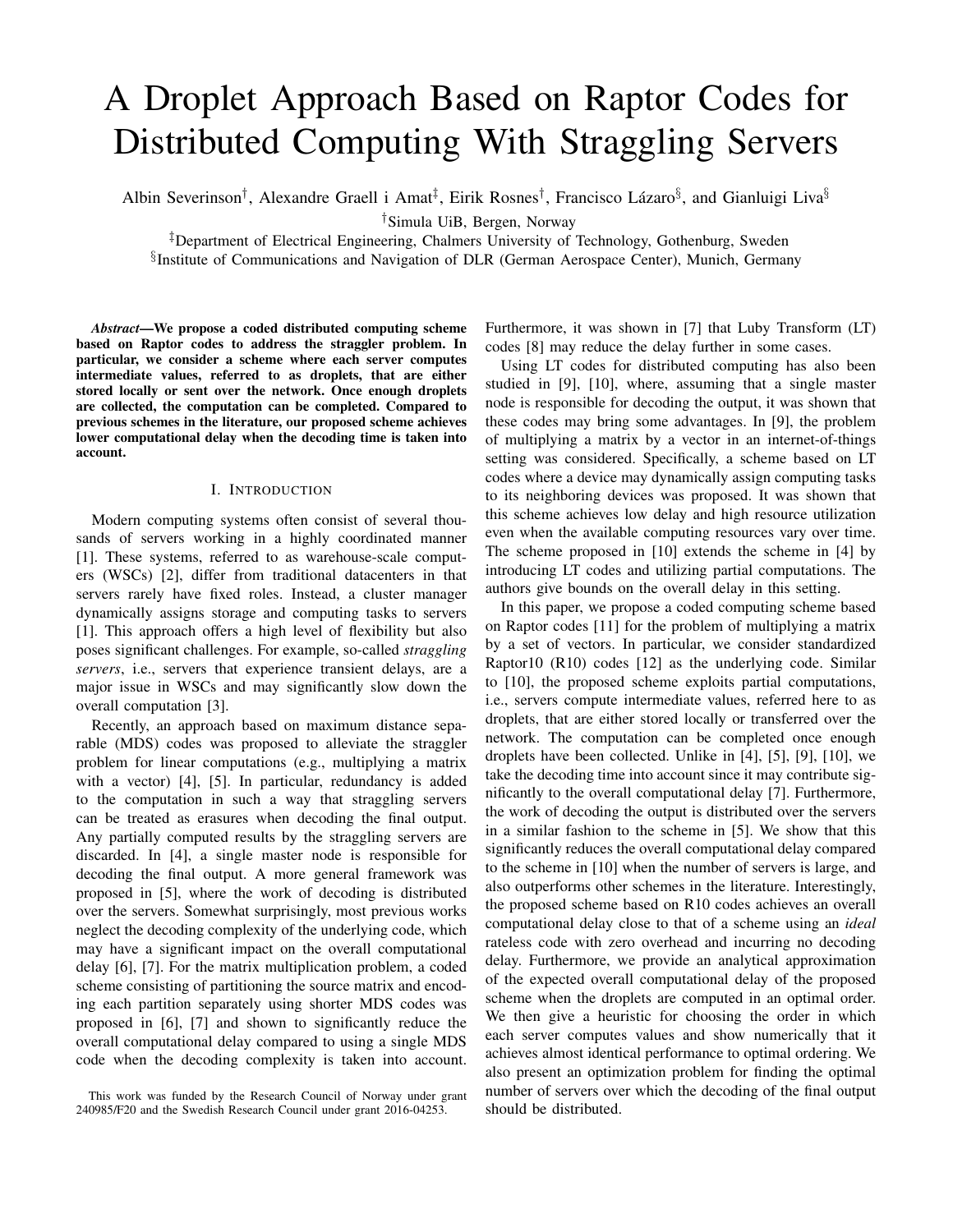# A Droplet Approach Based on Raptor Codes for Distributed Computing With Straggling Servers

Albin Severinson[†], Alexandre Graell i Amat[‡], Eirik Rosnes[†], Francisco Lázaro[§], and Gianluigi Liva[§]

[†]Simula UiB, Bergen, Norway

[‡]Department of Electrical Engineering, Chalmers University of Technology, Gothenburg, Sweden

[§]Institute of Communications and Navigation of DLR (German Aerospace Center), Munich, Germany

***Abstract*—We propose a coded distributed computing scheme based on Raptor codes to address the straggler problem. In particular, we consider a scheme where each server computes intermediate values, referred to as droplets, that are either stored locally or sent over the network. Once enough droplets are collected, the computation can be completed. Compared to previous schemes in the literature, our proposed scheme achieves lower computational delay when the decoding time is taken into account.**

## I. Introduction

Modern computing systems often consist of several thousands of servers working in a highly coordinated manner [1]. These systems, referred to as warehouse-scale computers (WSCs) [2], differ from traditional datacenters in that servers rarely have fixed roles. Instead, a cluster manager dynamically assigns storage and computing tasks to servers [1]. This approach offers a high level of flexibility but also poses significant challenges. For example, so-called *straggling servers*, i.e., servers that experience transient delays, are a major issue in WSCs and may significantly slow down the overall computation [3].

Recently, an approach based on maximum distance separable (MDS) codes was proposed to alleviate the straggler problem for linear computations (e.g., multiplying a matrix with a vector) [4], [5]. In particular, redundancy is added to the computation in such a way that straggling servers can be treated as erasures when decoding the final output. Any partially computed results by the straggling servers are discarded. In [4], a single master node is responsible for decoding the final output. A more general framework was proposed in [5], where the work of decoding is distributed over the servers. Somewhat surprisingly, most previous works neglect the decoding complexity of the underlying code, which may have a significant impact on the overall computational delay [6], [7]. For the matrix multiplication problem, a coded scheme consisting of partitioning the source matrix and encoding each partition separately using shorter MDS codes was proposed in [6], [7] and shown to significantly reduce the overall computational delay compared to using a single MDS code when the decoding complexity is taken into account. Furthermore, it was shown in [7] that Luby Transform (LT) codes [8] may reduce the delay further in some cases.

Using LT codes for distributed computing has also been studied in [9], [10], where, assuming that a single master node is responsible for decoding the output, it was shown that these codes may bring some advantages. In [9], the problem of multiplying a matrix by a vector in an internet-of-things setting was considered. Specifically, a scheme based on LT codes where a device may dynamically assign computing tasks to its neighboring devices was proposed. It was shown that this scheme achieves low delay and high resource utilization even when the available computing resources vary over time. The scheme proposed in [10] extends the scheme in [4] by introducing LT codes and utilizing partial computations. The authors give bounds on the overall delay in this setting.

In this paper, we propose a coded computing scheme based on Raptor codes [11] for the problem of multiplying a matrix by a set of vectors. In particular, we consider standardized Raptor10 (R10) codes [12] as the underlying code. Similar to [10], the proposed scheme exploits partial computations, i.e., servers compute intermediate values, referred here to as droplets, that are either stored locally or transferred over the network. The computation can be completed once enough droplets have been collected. Unlike in [4], [5], [9], [10], we take the decoding time into account since it may contribute significantly to the overall computational delay [7]. Furthermore, the work of decoding the output is distributed over the servers in a similar fashion to the scheme in [5]. We show that this significantly reduces the overall computational delay compared to the scheme in [10] when the number of servers is large, and also outperforms other schemes in the literature. Interestingly, the proposed scheme based on R10 codes achieves an overall computational delay close to that of a scheme using an *ideal* rateless code with zero overhead and incurring no decoding delay. Furthermore, we provide an analytical approximation of the expected overall computational delay of the proposed scheme when the droplets are computed in an optimal order. We then give a heuristic for choosing the order in which each server computes values and show numerically that it achieves almost identical performance to optimal ordering. We also present an optimization problem for finding the optimal number of servers over which the decoding of the final output should be distributed.

This work was funded by the Research Council of Norway under grant 240985/F20 and the Swedish Research Council under grant 2016-04253.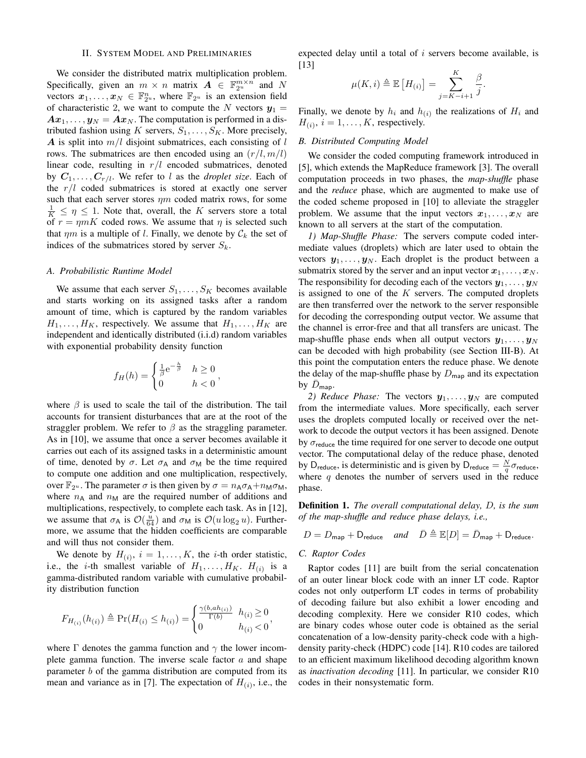## II. System Model and Preliminaries

We consider the distributed matrix multiplication problem. Specifically, given an $m \times n$ matrix $\boldsymbol{A} \in \mathbb{F}_{2^u}^{m \times n}$ and $N$ vectors $\boldsymbol{x}_1, \ldots, \boldsymbol{x}_N \in \mathbb{F}_{2^u}^n$, where $\mathbb{F}_{2^u}$ is an extension field of characteristic 2, we want to compute the $N$ vectors $\boldsymbol{y}_1 = \boldsymbol{A}\boldsymbol{x}_1, \ldots, \boldsymbol{y}_N = \boldsymbol{A}\boldsymbol{x}_N$. The computation is performed in a distributed fashion using $K$ servers, $S_1, \ldots, S_K$. More precisely, $\boldsymbol{A}$ is split into $m/l$ disjoint submatrices, each consisting of $l$ rows. The submatrices are then encoded using an $(r/l, m/l)$ linear code, resulting in $r/l$ encoded submatrices, denoted by $\boldsymbol{C}_1, \ldots, \boldsymbol{C}_{r/l}$. We refer to $l$ as the *droplet size*. Each of the $r/l$ coded submatrices is stored at exactly one server such that each server stores $\eta m$ coded matrix rows, for some $\frac{1}{K} \leq \eta \leq 1$. Note that, overall, the $K$ servers store a total of $r = \eta m K$ coded rows. We assume that $\eta$ is selected such that $\eta m$ is a multiple of $l$. Finally, we denote by $\mathcal{C}_k$ the set of indices of the submatrices stored by server $S_k$.

### A. Probabilistic Runtime Model

We assume that each server $S_1, \ldots, S_K$ becomes available and starts working on its assigned tasks after a random amount of time, which is captured by the random variables $H_1, \ldots, H_K$, respectively. We assume that $H_1, \ldots, H_K$ are independent and identically distributed (i.i.d) random variables with exponential probability density function

$$f_H(h) = \begin{cases} \frac{1}{\beta} \mathrm{e}^{-\frac{h}{\beta}} & h \geq 0 \\ 0 & h < 0 \end{cases},$$

where $\beta$ is used to scale the tail of the distribution. The tail accounts for transient disturbances that are at the root of the straggler problem. We refer to $\beta$ as the straggling parameter. As in [10], we assume that once a server becomes available it carries out each of its assigned tasks in a deterministic amount of time, denoted by $\sigma$. Let $\sigma_{\mathsf{A}}$ and $\sigma_{\mathsf{M}}$ be the time required to compute one addition and one multiplication, respectively, over $\mathbb{F}_{2^u}$. The parameter $\sigma$ is then given by $\sigma = n_{\mathsf{A}}\sigma_{\mathsf{A}} + n_{\mathsf{M}}\sigma_{\mathsf{M}}$, where $n_{\mathsf{A}}$ and $n_{\mathsf{M}}$ are the required number of additions and multiplications, respectively, to complete each task. As in [12], we assume that $\sigma_{\mathsf{A}}$ is $\mathcal{O}(\frac{u}{64})$ and $\sigma_{\mathsf{M}}$ is $\mathcal{O}(u \log_2 u)$. Furthermore, we assume that the hidden coefficients are comparable and will thus not consider them.

We denote by $H_{(i)}$, $i = 1, \ldots, K$, the $i$-th order statistic, i.e., the $i$-th smallest variable of $H_1, \ldots, H_K$. $H_{(i)}$ is a gamma-distributed random variable with cumulative probability distribution function

$$F_{H_{(i)}}(h_{(i)}) \triangleq \Pr(H_{(i)} \leq h_{(i)}) = \begin{cases} \frac{\gamma(b, a h_{(i)})}{\Gamma(b)} & h_{(i)} \geq 0 \\ 0 & h_{(i)} < 0 \end{cases},$$

where $\Gamma$ denotes the gamma function and $\gamma$ the lower incomplete gamma function. The inverse scale factor $a$ and shape parameter $b$ of the gamma distribution are computed from its mean and variance as in [7]. The expectation of $H_{(i)}$, i.e., the expected delay until a total of $i$ servers become available, is [13]

$$\mu(K, i) \triangleq \mathbb{E}\left[H_{(i)}\right] = \sum_{j=K-i+1}^{K} \frac{\beta}{j}.$$

Finally, we denote by $h_i$ and $h_{(i)}$ the realizations of $H_i$ and $H_{(i)}$, $i = 1, \ldots, K$, respectively.

### B. Distributed Computing Model

We consider the coded computing framework introduced in [5], which extends the MapReduce framework [3]. The overall computation proceeds in two phases, the *map-shuffle* phase and the *reduce* phase, which are augmented to make use of the coded scheme proposed in [10] to alleviate the straggler problem. We assume that the input vectors $\boldsymbol{x}_1, \ldots, \boldsymbol{x}_N$ are known to all servers at the start of the computation.

*1) Map-Shuffle Phase:* The servers compute coded intermediate values (droplets) which are later used to obtain the vectors $\boldsymbol{y}_1, \ldots, \boldsymbol{y}_N$. Each droplet is the product between a submatrix stored by the server and an input vector $\boldsymbol{x}_1, \ldots, \boldsymbol{x}_N$. The responsibility for decoding each of the vectors $\boldsymbol{y}_1, \ldots, \boldsymbol{y}_N$ is assigned to one of the $K$ servers. The computed droplets are then transferred over the network to the server responsible for decoding the corresponding output vector. We assume that the channel is error-free and that all transfers are unicast. The map-shuffle phase ends when all output vectors $\boldsymbol{y}_1, \ldots, \boldsymbol{y}_N$ can be decoded with high probability (see Section III-B). At this point the computation enters the reduce phase. We denote the delay of the map-shuffle phase by $D_{\mathsf{map}}$ and its expectation by $\bar{D}_{\mathsf{map}}$.

*2) Reduce Phase:* The vectors $\boldsymbol{y}_1, \ldots, \boldsymbol{y}_N$ are computed from the intermediate values. More specifically, each server uses the droplets computed locally or received over the network to decode the output vectors it has been assigned. Denote by $\sigma_{\mathsf{reduce}}$ the time required for one server to decode one output vector. The computational delay of the reduce phase, denoted by $\mathsf{D}_{\mathsf{reduce}}$, is deterministic and is given by $\mathsf{D}_{\mathsf{reduce}} = \frac{N}{q}\sigma_{\mathsf{reduce}}$, where $q$ denotes the number of servers used in the reduce phase.

**Definition 1.** *The overall computational delay, $D$, is the sum of the map-shuffle and reduce phase delays, i.e.,*

$$D = D_{\mathsf{map}} + \mathsf{D}_{\mathsf{reduce}} \quad \textit{and} \quad \bar{D} \triangleq \mathbb{E}[D] = \bar{D}_{\mathsf{map}} + \mathsf{D}_{\mathsf{reduce}}.$$

### C. Raptor Codes

Raptor codes [11] are built from the serial concatenation of an outer linear block code with an inner LT code. Raptor codes not only outperform LT codes in terms of probability of decoding failure but also exhibit a lower encoding and decoding complexity. Here we consider R10 codes, which are binary codes whose outer code is obtained as the serial concatenation of a low-density parity-check code with a high-density parity-check (HDPC) code [14]. R10 codes are tailored to an efficient maximum likelihood decoding algorithm known as *inactivation decoding* [11]. In particular, we consider R10 codes in their nonsystematic form.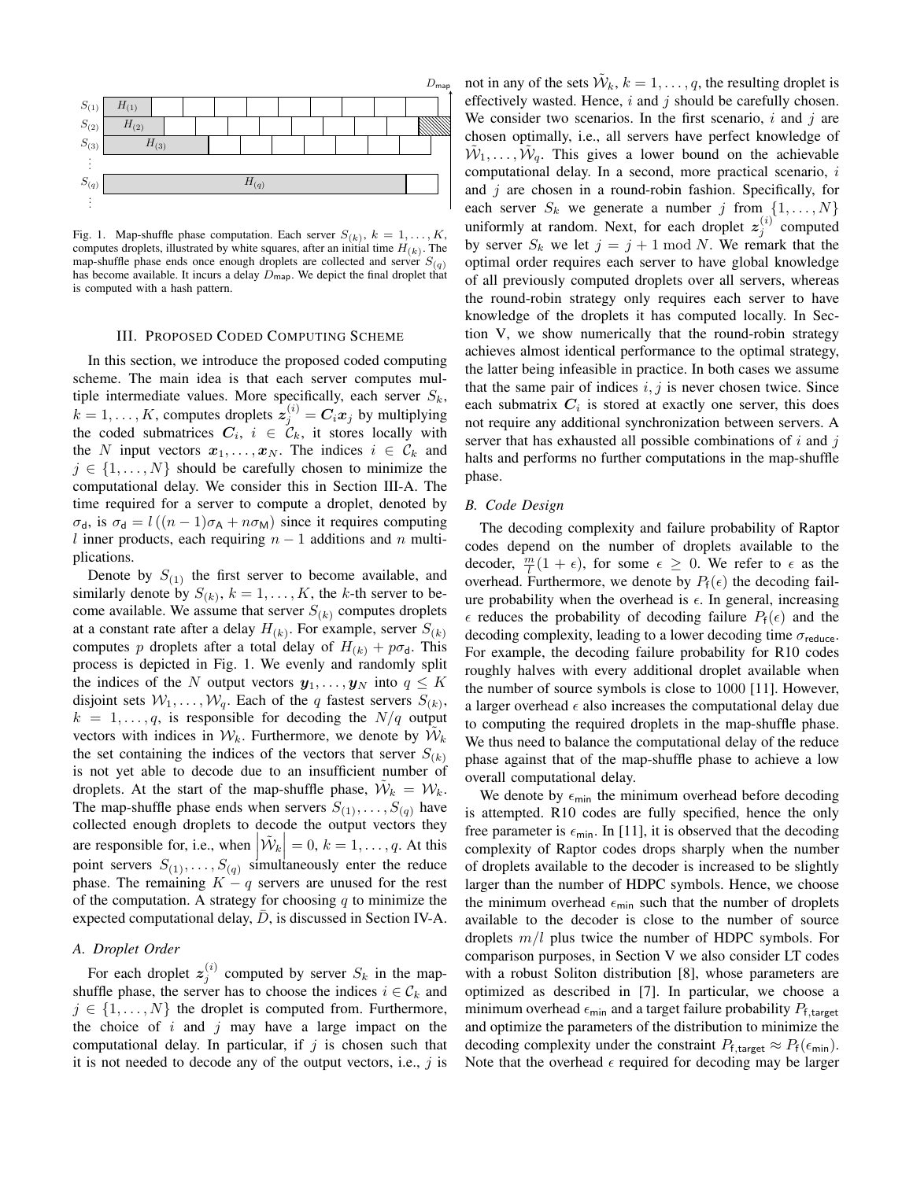Fig. 1. Map-shuffle phase computation. Each server $S_{(k)}$, $k = 1, \ldots, K$, computes droplets, illustrated by white squares, after an initial time $H_{(k)}$. The map-shuffle phase ends once enough droplets are collected and server $S_{(q)}$ has become available. It incurs a delay $D_{\mathsf{map}}$. We depict the final droplet that is computed with a hash pattern.

## III. Proposed Coded Computing Scheme

In this section, we introduce the proposed coded computing scheme. The main idea is that each server computes multiple intermediate values. More specifically, each server $S_k$, $k = 1, \ldots, K$, computes droplets $\boldsymbol{z}_j^{(i)} = \boldsymbol{C}_i \boldsymbol{x}_j$ by multiplying the coded submatrices $\boldsymbol{C}_i$, $i \in \mathcal{C}_k$, it stores locally with the $N$ input vectors $\boldsymbol{x}_1, \ldots, \boldsymbol{x}_N$. The indices $i \in \mathcal{C}_k$ and $j \in \{1, \ldots, N\}$ should be carefully chosen to minimize the computational delay. We consider this in Section III-A. The time required for a server to compute a droplet, denoted by $\sigma_{\mathsf{d}}$, is $\sigma_{\mathsf{d}} = l\left((n-1)\sigma_{\mathsf{A}} + n\sigma_{\mathsf{M}}\right)$ since it requires computing $l$ inner products, each requiring $n-1$ additions and $n$ multiplications.

Denote by $S_{(1)}$ the first server to become available, and similarly denote by $S_{(k)}$, $k = 1, \ldots, K$, the $k$-th server to become available. We assume that server $S_{(k)}$ computes droplets at a constant rate after a delay $H_{(k)}$. For example, server $S_{(k)}$ computes $p$ droplets after a total delay of $H_{(k)} + p\sigma_{\mathsf{d}}$. This process is depicted in Fig. 1. We evenly and randomly split the indices of the $N$ output vectors $\boldsymbol{y}_1, \ldots, \boldsymbol{y}_N$ into $q \leq K$ disjoint sets $\mathcal{W}_1, \ldots, \mathcal{W}_q$. Each of the $q$ fastest servers $S_{(k)}$, $k = 1, \ldots, q$, is responsible for decoding the $N/q$ output vectors with indices in $\mathcal{W}_k$. Furthermore, we denote by $\tilde{\mathcal{W}}_k$ the set containing the indices of the vectors that server $S_{(k)}$ is not yet able to decode due to an insufficient number of droplets. At the start of the map-shuffle phase, $\tilde{\mathcal{W}}_k = \mathcal{W}_k$. The map-shuffle phase ends when servers $S_{(1)}, \ldots, S_{(q)}$ have collected enough droplets to decode the output vectors they are responsible for, i.e., when $\left|\tilde{\mathcal{W}}_k\right| = 0$, $k = 1, \ldots, q$. At this point servers $S_{(1)}, \ldots, S_{(q)}$ simultaneously enter the reduce phase. The remaining $K - q$ servers are unused for the rest of the computation. A strategy for choosing $q$ to minimize the expected computational delay, $\bar{D}$, is discussed in Section IV-A.

### A. Droplet Order

For each droplet $\boldsymbol{z}_j^{(i)}$ computed by server $S_k$ in the map-shuffle phase, the server has to choose the indices $i \in \mathcal{C}_k$ and $j \in \{1, \ldots, N\}$ the droplet is computed from. Furthermore, the choice of $i$ and $j$ may have a large impact on the computational delay. In particular, if $j$ is chosen such that it is not needed to decode any of the output vectors, i.e., $j$ is not in any of the sets $\tilde{\mathcal{W}}_k$, $k = 1, \ldots, q$, the resulting droplet is effectively wasted. Hence, $i$ and $j$ should be carefully chosen. We consider two scenarios. In the first scenario, $i$ and $j$ are chosen optimally, i.e., all servers have perfect knowledge of $\tilde{\mathcal{W}}_1, \ldots, \tilde{\mathcal{W}}_q$. This gives a lower bound on the achievable computational delay. In a second, more practical scenario, $i$ and $j$ are chosen in a round-robin fashion. Specifically, for each server $S_k$ we generate a number $j$ from $\{1, \ldots, N\}$ uniformly at random. Next, for each droplet $\boldsymbol{z}_j^{(i)}$ computed by server $S_k$ we let $j = j + 1 \bmod N$. We remark that the optimal order requires each server to have global knowledge of all previously computed droplets over all servers, whereas the round-robin strategy only requires each server to have knowledge of the droplets it has computed locally. In Section V, we show numerically that the round-robin strategy achieves almost identical performance to the optimal strategy, the latter being infeasible in practice. In both cases we assume that the same pair of indices $i, j$ is never chosen twice. Since each submatrix $\boldsymbol{C}_i$ is stored at exactly one server, this does not require any additional synchronization between servers. A server that has exhausted all possible combinations of $i$ and $j$ halts and performs no further computations in the map-shuffle phase.

### B. Code Design

The decoding complexity and failure probability of Raptor codes depend on the number of droplets available to the decoder, $\frac{m}{l}(1+\epsilon)$, for some $\epsilon \geq 0$. We refer to $\epsilon$ as the overhead. Furthermore, we denote by $P_{\mathsf{f}}(\epsilon)$ the decoding failure probability when the overhead is $\epsilon$. In general, increasing $\epsilon$ reduces the probability of decoding failure $P_{\mathsf{f}}(\epsilon)$ and the decoding complexity, leading to a lower decoding time $\sigma_{\mathsf{reduce}}$. For example, the decoding failure probability for R10 codes roughly halves with every additional droplet available when the number of source symbols is close to 1000 [11]. However, a larger overhead $\epsilon$ also increases the computational delay due to computing the required droplets in the map-shuffle phase. We thus need to balance the computational delay of the reduce phase against that of the map-shuffle phase to achieve a low overall computational delay.

We denote by $\epsilon_{\mathsf{min}}$ the minimum overhead before decoding is attempted. R10 codes are fully specified, hence the only free parameter is $\epsilon_{\mathsf{min}}$. In [11], it is observed that the decoding complexity of Raptor codes drops sharply when the number of droplets available to the decoder is increased to be slightly larger than the number of HDPC symbols. Hence, we choose the minimum overhead $\epsilon_{\mathsf{min}}$ such that the number of droplets available to the decoder is close to the number of source droplets $m/l$ plus twice the number of HDPC symbols. For comparison purposes, in Section V we also consider LT codes with a robust Soliton distribution [8], whose parameters are optimized as described in [7]. In particular, we choose a minimum overhead $\epsilon_{\mathsf{min}}$ and a target failure probability $P_{\mathsf{f,target}}$ and optimize the parameters of the distribution to minimize the decoding complexity under the constraint $P_{\mathsf{f,target}} \approx P_{\mathsf{f}}(\epsilon_{\mathsf{min}})$. Note that the overhead $\epsilon$ required for decoding may be larger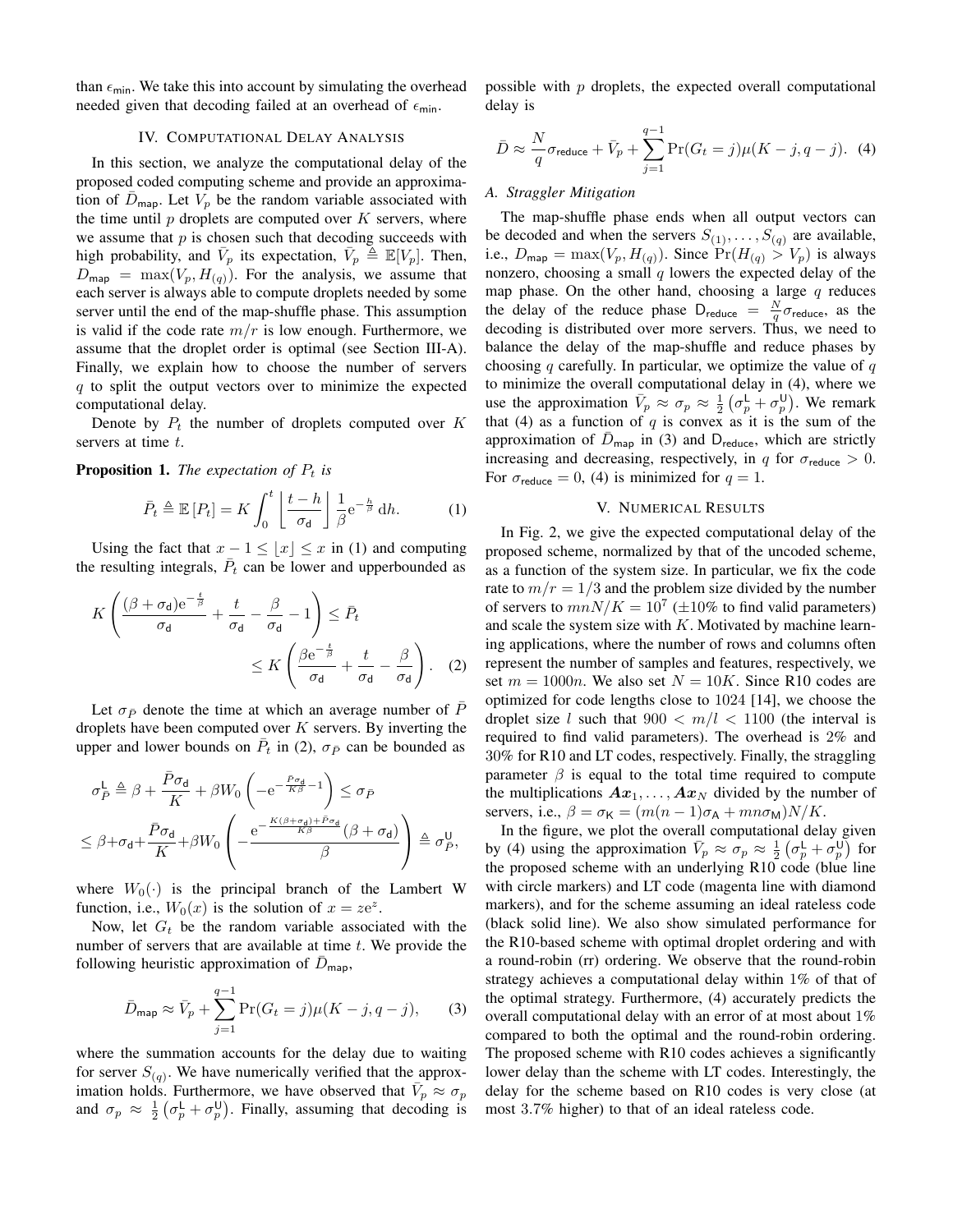than $\epsilon_{\mathsf{min}}$. We take this into account by simulating the overhead needed given that decoding failed at an overhead of $\epsilon_{\mathsf{min}}$.

## IV. Computational Delay Analysis

In this section, we analyze the computational delay of the proposed coded computing scheme and provide an approximation of $\bar{D}_{\mathsf{map}}$. Let $V_p$ be the random variable associated with the time until $p$ droplets are computed over $K$ servers, where we assume that $p$ is chosen such that decoding succeeds with high probability, and $\bar{V}_p$ its expectation, $\bar{V}_p \triangleq \mathbb{E}[V_p]$. Then, $D_{\mathsf{map}} = \max(V_p, H_{(q)})$. For the analysis, we assume that each server is always able to compute droplets needed by some server until the end of the map-shuffle phase. This assumption is valid if the code rate $m/r$ is low enough. Furthermore, we assume that the droplet order is optimal (see Section III-A). Finally, we explain how to choose the number of servers $q$ to split the output vectors over to minimize the expected computational delay.

Denote by $P_t$ the number of droplets computed over $K$ servers at time $t$.

**Proposition 1.** *The expectation of $P_t$ is*

$$\bar{P}_t \triangleq \mathbb{E}\left[P_t\right] = K \int_0^t \left\lfloor \frac{t-h}{\sigma_{\mathsf{d}}} \right\rfloor \frac{1}{\beta} \mathrm{e}^{-\frac{h}{\beta}}\, \mathrm{d}h. \tag{1}$$

Using the fact that $x - 1 \leq \lfloor x \rfloor \leq x$ in (1) and computing the resulting integrals, $\bar{P}_t$ can be lower and upperbounded as

$$K\left(\frac{(\beta+\sigma_{\mathsf{d}})\mathrm{e}^{-\frac{t}{\beta}}}{\sigma_{\mathsf{d}}} + \frac{t}{\sigma_{\mathsf{d}}} - \frac{\beta}{\sigma_{\mathsf{d}}} - 1\right) \leq \bar{P}_t \leq K\left(\frac{\beta \mathrm{e}^{-\frac{t}{\beta}}}{\sigma_{\mathsf{d}}} + \frac{t}{\sigma_{\mathsf{d}}} - \frac{\beta}{\sigma_{\mathsf{d}}}\right). \tag{2}$$

Let $\sigma_{\bar{P}}$ denote the time at which an average number of $\bar{P}$ droplets have been computed over $K$ servers. By inverting the upper and lower bounds on $\bar{P}_t$ in (2), $\sigma_{\bar{P}}$ can be bounded as

$$\sigma_{\bar{P}}^{\mathsf{L}} \triangleq \beta + \frac{\bar{P}\sigma_{\mathsf{d}}}{K} + \beta W_0\left(-\mathrm{e}^{-\frac{\bar{P}\sigma_{\mathsf{d}}}{K\beta}-1}\right) \leq \sigma_{\bar{P}}$$
$$\leq \beta + \sigma_{\mathsf{d}} + \frac{\bar{P}\sigma_{\mathsf{d}}}{K} + \beta W_0\left(-\frac{\mathrm{e}^{-\frac{K(\beta+\sigma_{\mathsf{d}})+\bar{P}\sigma_{\mathsf{d}}}{K\beta}}(\beta+\sigma_{\mathsf{d}})}{\beta}\right) \triangleq \sigma_{\bar{P}}^{\mathsf{U}},$$

where $W_0(\cdot)$ is the principal branch of the Lambert W function, i.e., $W_0(x)$ is the solution of $x = z\mathrm{e}^{z}$.

Now, let $G_t$ be the random variable associated with the number of servers that are available at time $t$. We provide the following heuristic approximation of $\bar{D}_{\mathsf{map}}$,

$$\bar{D}_{\mathsf{map}} \approx \bar{V}_p + \sum_{j=1}^{q-1} \Pr(G_t = j)\mu(K-j, q-j), \tag{3}$$

where the summation accounts for the delay due to waiting for server $S_{(q)}$. We have numerically verified that the approximation holds. Furthermore, we have observed that $\bar{V}_p \approx \sigma_p$ and $\sigma_p \approx \frac{1}{2}\left(\sigma_p^{\mathsf{L}} + \sigma_p^{\mathsf{U}}\right)$. Finally, assuming that decoding is possible with $p$ droplets, the expected overall computational delay is

$$\bar{D} \approx \frac{N}{q}\sigma_{\mathsf{reduce}} + \bar{V}_p + \sum_{j=1}^{q-1} \Pr(G_t = j)\mu(K-j, q-j). \tag{4}$$

### A. Straggler Mitigation

The map-shuffle phase ends when all output vectors can be decoded and when the servers $S_{(1)}, \ldots, S_{(q)}$ are available, i.e., $D_{\mathsf{map}} = \max(V_p, H_{(q)})$. Since $\Pr(H_{(q)} > V_p)$ is always nonzero, choosing a small $q$ lowers the expected delay of the map phase. On the other hand, choosing a large $q$ reduces the delay of the reduce phase $\mathsf{D}_{\mathsf{reduce}} = \frac{N}{q}\sigma_{\mathsf{reduce}}$, as the decoding is distributed over more servers. Thus, we need to balance the delay of the map-shuffle and reduce phases by choosing $q$ carefully. In particular, we optimize the value of $q$ to minimize the overall computational delay in (4), where we use the approximation $\bar{V}_p \approx \sigma_p \approx \frac{1}{2}\left(\sigma_p^{\mathsf{L}} + \sigma_p^{\mathsf{U}}\right)$. We remark that (4) as a function of $q$ is convex as it is the sum of the approximation of $\bar{D}_{\mathsf{map}}$ in (3) and $\mathsf{D}_{\mathsf{reduce}}$, which are strictly increasing and decreasing, respectively, in $q$ for $\sigma_{\mathsf{reduce}} > 0$. For $\sigma_{\mathsf{reduce}} = 0$, (4) is minimized for $q = 1$.

## V. Numerical Results

In Fig. 2, we give the expected computational delay of the proposed scheme, normalized by that of the uncoded scheme, as a function of the system size. In particular, we fix the code rate to $m/r = 1/3$ and the problem size divided by the number of servers to $mnN/K = 10^7$ ($\pm 10\%$ to find valid parameters) and scale the system size with $K$. Motivated by machine learning applications, where the number of rows and columns often represent the number of samples and features, respectively, we set $m = 1000n$. We also set $N = 10K$. Since R10 codes are optimized for code lengths close to 1024 [14], we choose the droplet size $l$ such that $900 < m/l < 1100$ (the interval is required to find valid parameters). The overhead is 2% and 30% for R10 and LT codes, respectively. Finally, the straggling parameter $\beta$ is equal to the total time required to compute the multiplications $\boldsymbol{A}\boldsymbol{x}_1, \ldots, \boldsymbol{A}\boldsymbol{x}_N$ divided by the number of servers, i.e., $\beta = \sigma_{\mathsf{K}} = (m(n-1)\sigma_{\mathsf{A}} + mn\sigma_{\mathsf{M}})N/K$.

In the figure, we plot the overall computational delay given by (4) using the approximation $\bar{V}_p \approx \sigma_p \approx \frac{1}{2}\left(\sigma_p^{\mathsf{L}} + \sigma_p^{\mathsf{U}}\right)$ for the proposed scheme with an underlying R10 code (blue line with circle markers) and LT code (magenta line with diamond markers), and for the scheme assuming an ideal rateless code (black solid line). We also show simulated performance for the R10-based scheme with optimal droplet ordering and with a round-robin (rr) ordering. We observe that the round-robin strategy achieves a computational delay within 1% of that of the optimal strategy. Furthermore, (4) accurately predicts the overall computational delay with an error of at most about 1% compared to both the optimal and the round-robin ordering. The proposed scheme with R10 codes achieves a significantly lower delay than the scheme with LT codes. Interestingly, the delay for the scheme based on R10 codes is very close (at most 3.7% higher) to that of an ideal rateless code.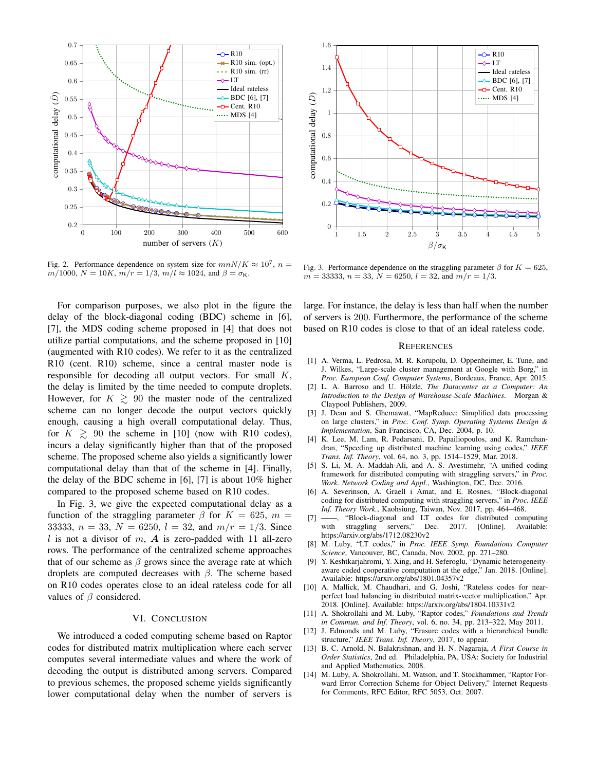0.7
0.65
0.6
0.55
0.5
0.45
0.4
0.35
0.3
0.25
0.2

computational delay ($\bar{D}$)

0 100 200 300 400 500 600

number of servers ($K$)

R10
R10 sim. (opt.)
R10 sim. (rr)
LT
Ideal rateless
BDC [6], [7]
Cent. R10
MDS [4]

Fig. 2. Performance dependence on system size for $mnN/K \approx 10^7$, $n = m/1000$, $N = 10K$, $m/r = 1/3$, $m/l \approx 1024$, and $\beta = \sigma_{\mathsf{K}}$.

1.6
1.4
1.2
1
0.8
0.6
0.4
0.2
0

computational delay ($\bar{D}$)

1 1.5 2 2.5 3 3.5 4 4.5 5

$\beta/\sigma_{\mathsf{K}}$

R10
LT
Ideal rateless
BDC [6], [7]
Cent. R10
MDS [4]

Fig. 3. Performance dependence on the straggling parameter $\beta$ for $K = 625$, $m = 33333$, $n = 33$, $N = 6250$, $l = 32$, and $m/r = 1/3$.

For comparison purposes, we also plot in the figure the delay of the block-diagonal coding (BDC) scheme in [6], [7], the MDS coding scheme proposed in [4] that does not utilize partial computations, and the scheme proposed in [10] (augmented with R10 codes). We refer to it as the centralized R10 (cent. R10) scheme, since a central master node is responsible for decoding all output vectors. For small $K$, the delay is limited by the time needed to compute droplets. However, for $K \gtrsim 90$ the master node of the centralized scheme can no longer decode the output vectors quickly enough, causing a high overall computational delay. Thus, for $K \gtrsim 90$ the scheme in [10] (now with R10 codes), incurs a delay significantly higher than that of the proposed scheme. The proposed scheme also yields a significantly lower computational delay than that of the scheme in [4]. Finally, the delay of the BDC scheme in [6], [7] is about 10% higher compared to the proposed scheme based on R10 codes.

In Fig. 3, we give the expected computational delay as a function of the straggling parameter $\beta$ for $K = 625$, $m = 33333$, $n = 33$, $N = 6250$, $l = 32$, and $m/r = 1/3$. Since $l$ is not a divisor of $m$, $\boldsymbol{A}$ is zero-padded with 11 all-zero rows. The performance of the centralized scheme approaches that of our scheme as $\beta$ grows since the average rate at which droplets are computed decreases with $\beta$. The scheme based on R10 codes operates close to an ideal rateless code for all values of $\beta$ considered.

## VI. Conclusion

We introduced a coded computing scheme based on Raptor codes for distributed matrix multiplication where each server computes several intermediate values and where the work of decoding the output is distributed among servers. Compared to previous schemes, the proposed scheme yields significantly lower computational delay when the number of servers is large. For instance, the delay is less than half when the number of servers is 200. Furthermore, the performance of the scheme based on R10 codes is close to that of an ideal rateless code.

## References

[1] A. Verma, L. Pedrosa, M. R. Korupolu, D. Oppenheimer, E. Tune, and J. Wilkes, "Large-scale cluster management at Google with Borg," in *Proc. European Conf. Computer Systems*, Bordeaux, France, Apr. 2015.

[2] L. A. Barroso and U. Hölzle, *The Datacenter as a Computer: An Introduction to the Design of Warehouse-Scale Machines*. Morgan & Claypool Publishers, 2009.

[3] J. Dean and S. Ghemawat, "MapReduce: Simplified data processing on large clusters," in *Proc. Conf. Symp. Operating Systems Design & Implementation*, San Francisco, CA, Dec. 2004, p. 10.

[4] K. Lee, M. Lam, R. Pedarsani, D. Papailiopoulos, and K. Ramchandran, "Speeding up distributed machine learning using codes," *IEEE Trans. Inf. Theory*, vol. 64, no. 3, pp. 1514–1529, Mar. 2018.

[5] S. Li, M. A. Maddah-Ali, and A. S. Avestimehr, "A unified coding framework for distributed computing with straggling servers," in *Proc. Work. Network Coding and Appl.*, Washington, DC, Dec. 2016.

[6] A. Severinson, A. Graell i Amat, and E. Rosnes, "Block-diagonal coding for distributed computing with straggling servers," in *Proc. IEEE Inf. Theory Work.*, Kaohsiung, Taiwan, Nov. 2017, pp. 464–468.

[7] ——, "Block-diagonal and LT codes for distributed computing with straggling servers," Dec. 2017. [Online]. Available: https://arxiv.org/abs/1712.08230v2

[8] M. Luby, "LT codes," in *Proc. IEEE Symp. Foundations Computer Science*, Vancouver, BC, Canada, Nov. 2002, pp. 271–280.

[9] Y. Keshtkarjahromi, Y. Xing, and H. Seferoglu, "Dynamic heterogeneity-aware coded cooperative computation at the edge," Jan. 2018. [Online]. Available: https://arxiv.org/abs/1801.04357v2

[10] A. Mallick, M. Chaudhari, and G. Joshi, "Rateless codes for near-perfect load balancing in distributed matrix-vector multiplication," Apr. 2018. [Online]. Available: https://arxiv.org/abs/1804.10331v2

[11] A. Shokrollahi and M. Luby, "Raptor codes," *Foundations and Trends in Commun. and Inf. Theory*, vol. 6, no. 34, pp. 213–322, May 2011.

[12] J. Edmonds and M. Luby, "Erasure codes with a hierarchical bundle structure," *IEEE Trans. Inf. Theory*, 2017, to appear.

[13] B. C. Arnold, N. Balakrishnan, and H. N. Nagaraja, *A First Course in Order Statistics*, 2nd ed. Philadelphia, PA, USA: Society for Industrial and Applied Mathematics, 2008.

[14] M. Luby, A. Shokrollahi, M. Watson, and T. Stockhammer, "Raptor Forward Error Correction Scheme for Object Delivery," Internet Requests for Comments, RFC Editor, RFC 5053, Oct. 2007.